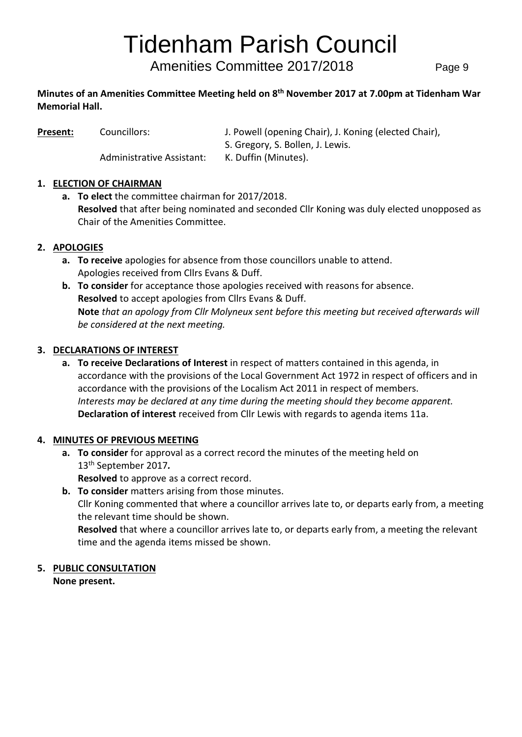# Tidenham Parish Council

## Amenities Committee 2017/2018

**Minutes of an Amenities Committee Meeting held on 8th November 2017 at 7.00pm at Tidenham War Memorial Hall.**

| | | |
|---|---|---|
| **Present:** Councillors: | | J. Powell (opening Chair), J. Koning (elected Chair), S. Gregory, S. Bollen, J. Lewis. |
| | Administrative Assistant: | K. Duffin (Minutes). |

1. **ELECTION OF CHAIRMAN**
   - a. **To elect** the committee chairman for 2017/2018.
     **Resolved** that after being nominated and seconded Cllr Koning was duly elected unopposed as Chair of the Amenities Committee.

2. **APOLOGIES**
   - a. **To receive** apologies for absence from those councillors unable to attend.
     Apologies received from Cllrs Evans & Duff.
   - b. **To consider** for acceptance those apologies received with reasons for absence.
     **Resolved** to accept apologies from Cllrs Evans & Duff.
     **Note** *that an apology from Cllr Molyneux sent before this meeting but received afterwards will be considered at the next meeting.*

3. **DECLARATIONS OF INTEREST**
   - a. **To receive Declarations of Interest** in respect of matters contained in this agenda, in accordance with the provisions of the Local Government Act 1972 in respect of officers and in accordance with the provisions of the Localism Act 2011 in respect of members.
     *Interests may be declared at any time during the meeting should they become apparent.*
     **Declaration of interest** received from Cllr Lewis with regards to agenda items 11a.

4. **MINUTES OF PREVIOUS MEETING**
   - a. **To consider** for approval as a correct record the minutes of the meeting held on 13th September 2017*.*
     **Resolved** to approve as a correct record.
   - b. **To consider** matters arising from those minutes.
     Cllr Koning commented that where a councillor arrives late to, or departs early from, a meeting the relevant time should be shown.
     **Resolved** that where a councillor arrives late to, or departs early from, a meeting the relevant time and the agenda items missed be shown.

5. **PUBLIC CONSULTATION**
   **None present.**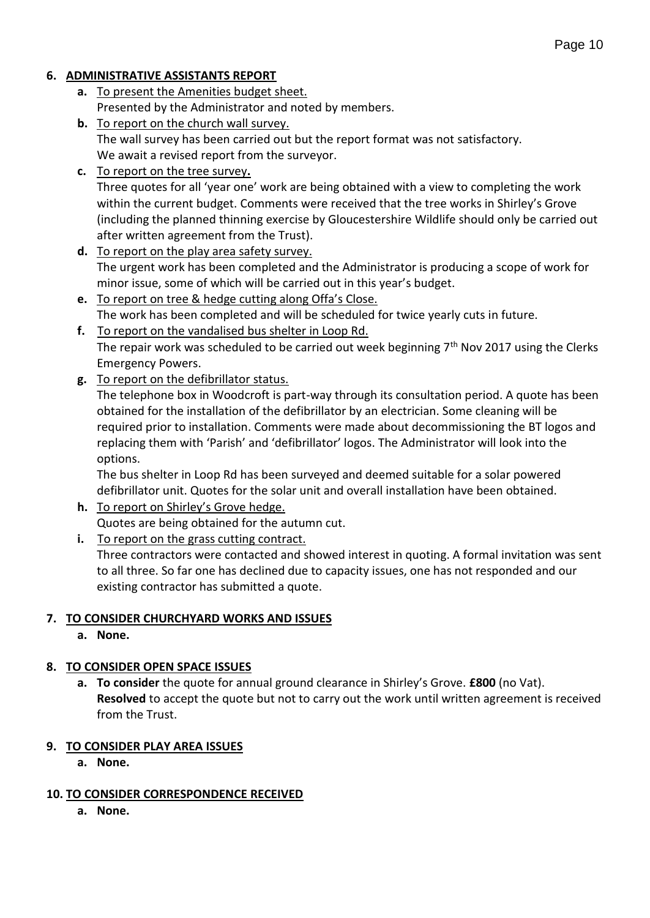## 6. ADMINISTRATIVE ASSISTANTS REPORT

**a.** To present the Amenities budget sheet.
Presented by the Administrator and noted by members.

**b.** To report on the church wall survey.
The wall survey has been carried out but the report format was not satisfactory.
We await a revised report from the surveyor.

**c.** To report on the tree survey**.**
Three quotes for all 'year one' work are being obtained with a view to completing the work within the current budget. Comments were received that the tree works in Shirley's Grove (including the planned thinning exercise by Gloucestershire Wildlife should only be carried out after written agreement from the Trust).

**d.** To report on the play area safety survey.
The urgent work has been completed and the Administrator is producing a scope of work for minor issue, some of which will be carried out in this year's budget.

**e.** To report on tree & hedge cutting along Offa's Close.
The work has been completed and will be scheduled for twice yearly cuts in future.

**f.** To report on the vandalised bus shelter in Loop Rd.
The repair work was scheduled to be carried out week beginning 7th Nov 2017 using the Clerks Emergency Powers.

**g.** To report on the defibrillator status.
The telephone box in Woodcroft is part-way through its consultation period. A quote has been obtained for the installation of the defibrillator by an electrician. Some cleaning will be required prior to installation. Comments were made about decommissioning the BT logos and replacing them with 'Parish' and 'defibrillator' logos. The Administrator will look into the options.
The bus shelter in Loop Rd has been surveyed and deemed suitable for a solar powered defibrillator unit. Quotes for the solar unit and overall installation have been obtained.

**h.** To report on Shirley's Grove hedge.
Quotes are being obtained for the autumn cut.

**i.** To report on the grass cutting contract.
Three contractors were contacted and showed interest in quoting. A formal invitation was sent to all three. So far one has declined due to capacity issues, one has not responded and our existing contractor has submitted a quote.

## 7. TO CONSIDER CHURCHYARD WORKS AND ISSUES

**a. None.**

## 8. TO CONSIDER OPEN SPACE ISSUES

**a. To consider** the quote for annual ground clearance in Shirley's Grove. **£800** (no Vat).
**Resolved** to accept the quote but not to carry out the work until written agreement is received from the Trust.

## 9. TO CONSIDER PLAY AREA ISSUES

**a. None.**

## 10. TO CONSIDER CORRESPONDENCE RECEIVED

**a. None.**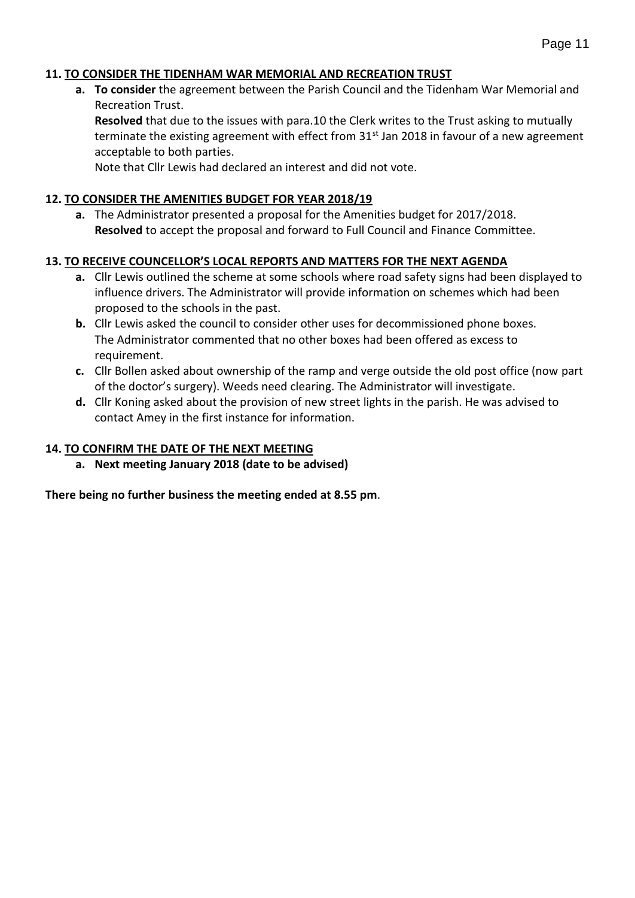### 11. TO CONSIDER THE TIDENHAM WAR MEMORIAL AND RECREATION TRUST

**a. To consider** the agreement between the Parish Council and the Tidenham War Memorial and Recreation Trust.
**Resolved** that due to the issues with para.10 the Clerk writes to the Trust asking to mutually terminate the existing agreement with effect from 31st Jan 2018 in favour of a new agreement acceptable to both parties.
Note that Cllr Lewis had declared an interest and did not vote.

### 12. TO CONSIDER THE AMENITIES BUDGET FOR YEAR 2018/19

**a.** The Administrator presented a proposal for the Amenities budget for 2017/2018.
**Resolved** to accept the proposal and forward to Full Council and Finance Committee.

### 13. TO RECEIVE COUNCELLOR'S LOCAL REPORTS AND MATTERS FOR THE NEXT AGENDA

**a.** Cllr Lewis outlined the scheme at some schools where road safety signs had been displayed to influence drivers. The Administrator will provide information on schemes which had been proposed to the schools in the past.

**b.** Cllr Lewis asked the council to consider other uses for decommissioned phone boxes. The Administrator commented that no other boxes had been offered as excess to requirement.

**c.** Cllr Bollen asked about ownership of the ramp and verge outside the old post office (now part of the doctor's surgery). Weeds need clearing. The Administrator will investigate.

**d.** Cllr Koning asked about the provision of new street lights in the parish. He was advised to contact Amey in the first instance for information.

### 14. TO CONFIRM THE DATE OF THE NEXT MEETING

**a. Next meeting January 2018 (date to be advised)**

**There being no further business the meeting ended at 8.55 pm**.